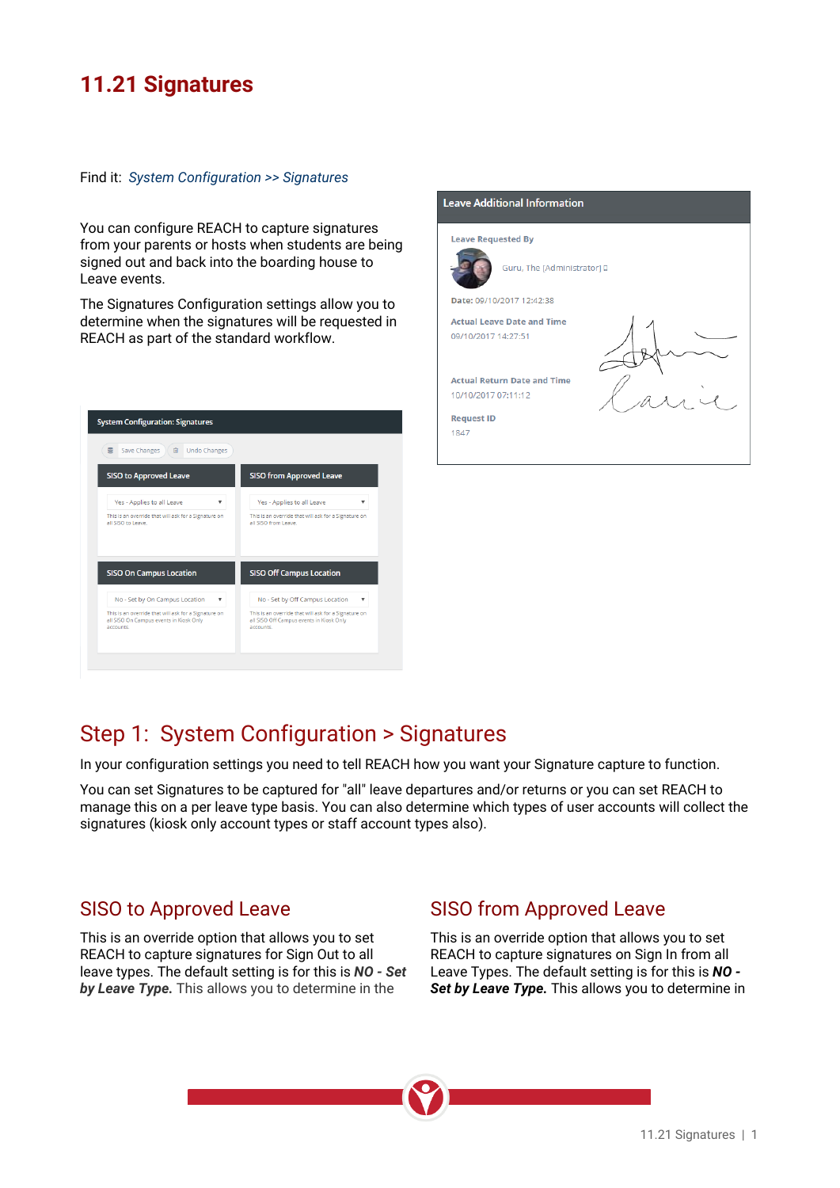# 11.21 Signatures

Find it: *System Configuration >> Signatures*

You can configure REACH to capture signatures from your parents or hosts when students are being signed out and back into the boarding house to Leave events.

The Signatures Configuration settings allow you to determine when the signatures will be requested in REACH as part of the standard workflow.

## Step 1: System Configuration > Signatures

In your configuration settings you need to tell REACH how you want your Signature capture to function.

You can set Signatures to be captured for "all" leave departures and/or returns or you can set REACH to manage this on a per leave type basis. You can also determine which types of user accounts will collect the signatures (kiosk only account types or staff account types also).

### SISO to Approved Leave

This is an override option that allows you to set REACH to capture signatures for Sign Out to all leave types. The default setting is for this is ***NO - Set by Leave Type.*** This allows you to determine in the

### SISO from Approved Leave

This is an override option that allows you to set REACH to capture signatures on Sign In from all Leave Types. The default setting is for this is ***NO - Set by Leave Type.*** This allows you to determine in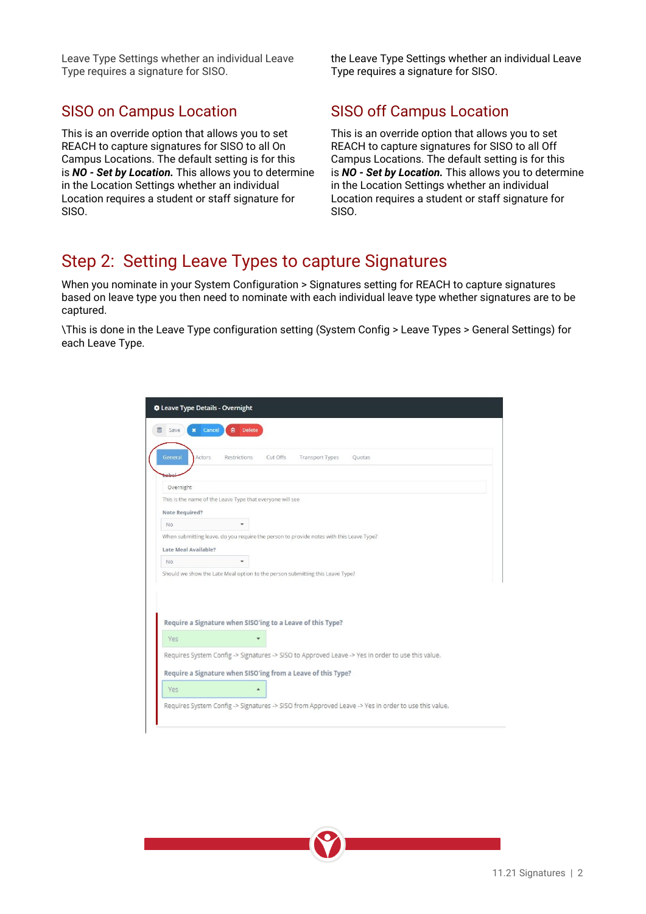Leave Type Settings whether an individual Leave Type requires a signature for SISO.

the Leave Type Settings whether an individual Leave Type requires a signature for SISO.

## SISO on Campus Location

This is an override option that allows you to set REACH to capture signatures for SISO to all On Campus Locations. The default setting is for this is ***NO - Set by Location.*** This allows you to determine in the Location Settings whether an individual Location requires a student or staff signature for SISO.

## SISO off Campus Location

This is an override option that allows you to set REACH to capture signatures for SISO to all Off Campus Locations. The default setting is for this is ***NO - Set by Location.*** This allows you to determine in the Location Settings whether an individual Location requires a student or staff signature for SISO.

# Step 2: Setting Leave Types to capture Signatures

When you nominate in your System Configuration > Signatures setting for REACH to capture signatures based on leave type you then need to nominate with each individual leave type whether signatures are to be captured.

\This is done in the Leave Type configuration setting (System Config > Leave Types > General Settings) for each Leave Type.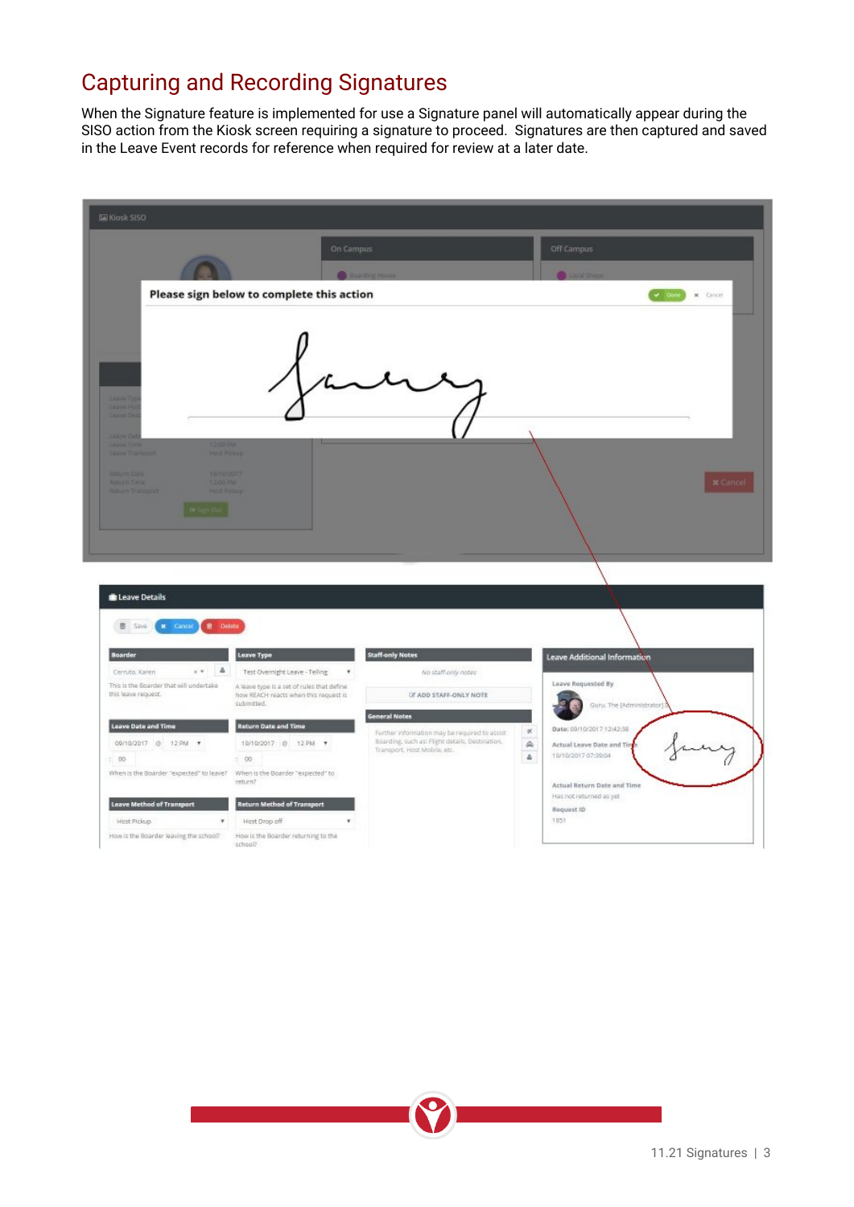# Capturing and Recording Signatures

When the Signature feature is implemented for use a Signature panel will automatically appear during the SISO action from the Kiosk screen requiring a signature to proceed. Signatures are then captured and saved in the Leave Event records for reference when required for review at a later date.